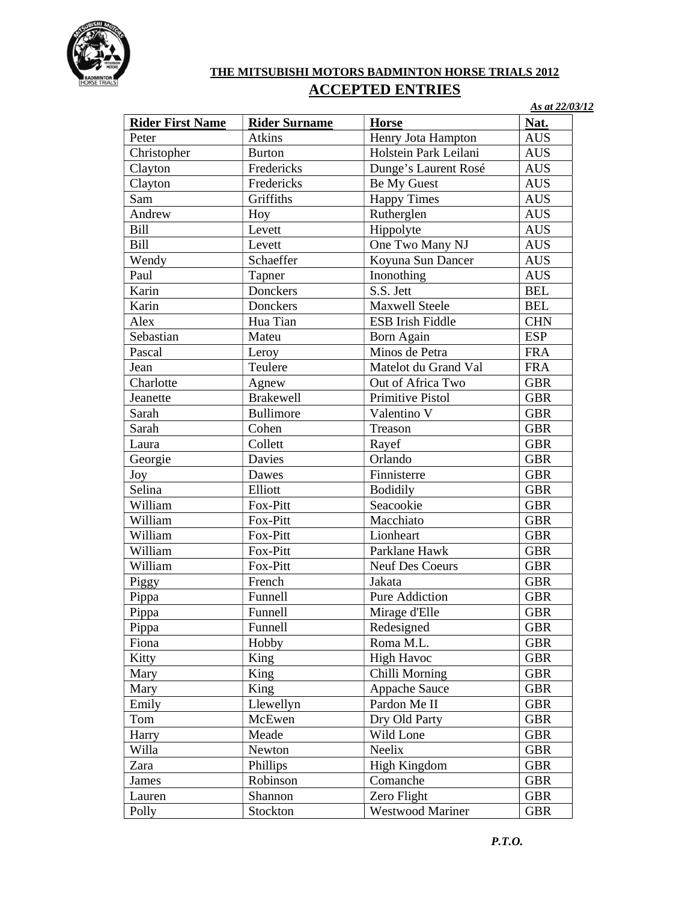**THE MITSUBISHI MOTORS BADMINTON HORSE TRIALS 2012**

## ACCEPTED ENTRIES

***As at 22/03/12***

| Rider First Name | Rider Surname | Horse | Nat. |
|---|---|---|---|
| Peter | Atkins | Henry Jota Hampton | AUS |
| Christopher | Burton | Holstein Park Leilani | AUS |
| Clayton | Fredericks | Dunge's Laurent Rosé | AUS |
| Clayton | Fredericks | Be My Guest | AUS |
| Sam | Griffiths | Happy Times | AUS |
| Andrew | Hoy | Rutherglen | AUS |
| Bill | Levett | Hippolyte | AUS |
| Bill | Levett | One Two Many NJ | AUS |
| Wendy | Schaeffer | Koyuna Sun Dancer | AUS |
| Paul | Tapner | Inonothing | AUS |
| Karin | Donckers | S.S. Jett | BEL |
| Karin | Donckers | Maxwell Steele | BEL |
| Alex | Hua Tian | ESB Irish Fiddle | CHN |
| Sebastian | Mateu | Born Again | ESP |
| Pascal | Leroy | Minos de Petra | FRA |
| Jean | Teulere | Matelot du Grand Val | FRA |
| Charlotte | Agnew | Out of Africa Two | GBR |
| Jeanette | Brakewell | Primitive Pistol | GBR |
| Sarah | Bullimore | Valentino V | GBR |
| Sarah | Cohen | Treason | GBR |
| Laura | Collett | Rayef | GBR |
| Georgie | Davies | Orlando | GBR |
| Joy | Dawes | Finnisterre | GBR |
| Selina | Elliott | Bodidily | GBR |
| William | Fox-Pitt | Seacookie | GBR |
| William | Fox-Pitt | Macchiato | GBR |
| William | Fox-Pitt | Lionheart | GBR |
| William | Fox-Pitt | Parklane Hawk | GBR |
| William | Fox-Pitt | Neuf Des Coeurs | GBR |
| Piggy | French | Jakata | GBR |
| Pippa | Funnell | Pure Addiction | GBR |
| Pippa | Funnell | Mirage d'Elle | GBR |
| Pippa | Funnell | Redesigned | GBR |
| Fiona | Hobby | Roma M.L. | GBR |
| Kitty | King | High Havoc | GBR |
| Mary | King | Chilli Morning | GBR |
| Mary | King | Appache Sauce | GBR |
| Emily | Llewellyn | Pardon Me II | GBR |
| Tom | McEwen | Dry Old Party | GBR |
| Harry | Meade | Wild Lone | GBR |
| Willa | Newton | Neelix | GBR |
| Zara | Phillips | High Kingdom | GBR |
| James | Robinson | Comanche | GBR |
| Lauren | Shannon | Zero Flight | GBR |
| Polly | Stockton | Westwood Mariner | GBR |

***P.T.O.***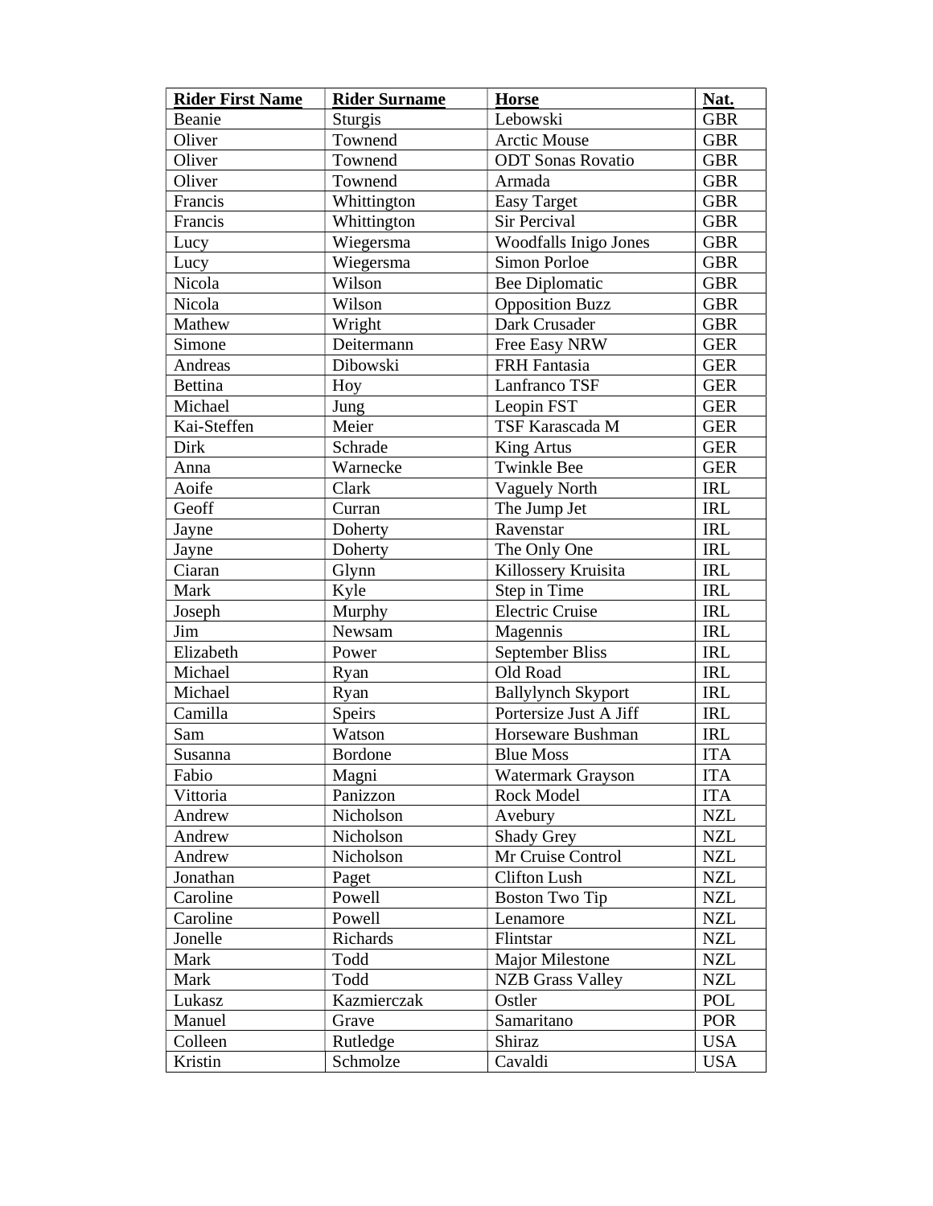| Rider First Name | Rider Surname | Horse | Nat. |
|---|---|---|---|
| Beanie | Sturgis | Lebowski | GBR |
| Oliver | Townend | Arctic Mouse | GBR |
| Oliver | Townend | ODT Sonas Rovatio | GBR |
| Oliver | Townend | Armada | GBR |
| Francis | Whittington | Easy Target | GBR |
| Francis | Whittington | Sir Percival | GBR |
| Lucy | Wiegersma | Woodfalls Inigo Jones | GBR |
| Lucy | Wiegersma | Simon Porloe | GBR |
| Nicola | Wilson | Bee Diplomatic | GBR |
| Nicola | Wilson | Opposition Buzz | GBR |
| Mathew | Wright | Dark Crusader | GBR |
| Simone | Deitermann | Free Easy NRW | GER |
| Andreas | Dibowski | FRH Fantasia | GER |
| Bettina | Hoy | Lanfranco TSF | GER |
| Michael | Jung | Leopin FST | GER |
| Kai-Steffen | Meier | TSF Karascada M | GER |
| Dirk | Schrade | King Artus | GER |
| Anna | Warnecke | Twinkle Bee | GER |
| Aoife | Clark | Vaguely North | IRL |
| Geoff | Curran | The Jump Jet | IRL |
| Jayne | Doherty | Ravenstar | IRL |
| Jayne | Doherty | The Only One | IRL |
| Ciaran | Glynn | Killossery Kruisita | IRL |
| Mark | Kyle | Step in Time | IRL |
| Joseph | Murphy | Electric Cruise | IRL |
| Jim | Newsam | Magennis | IRL |
| Elizabeth | Power | September Bliss | IRL |
| Michael | Ryan | Old Road | IRL |
| Michael | Ryan | Ballylynch Skyport | IRL |
| Camilla | Speirs | Portersize Just A Jiff | IRL |
| Sam | Watson | Horseware Bushman | IRL |
| Susanna | Bordone | Blue Moss | ITA |
| Fabio | Magni | Watermark Grayson | ITA |
| Vittoria | Panizzon | Rock Model | ITA |
| Andrew | Nicholson | Avebury | NZL |
| Andrew | Nicholson | Shady Grey | NZL |
| Andrew | Nicholson | Mr Cruise Control | NZL |
| Jonathan | Paget | Clifton Lush | NZL |
| Caroline | Powell | Boston Two Tip | NZL |
| Caroline | Powell | Lenamore | NZL |
| Jonelle | Richards | Flintstar | NZL |
| Mark | Todd | Major Milestone | NZL |
| Mark | Todd | NZB Grass Valley | NZL |
| Lukasz | Kazmierczak | Ostler | POL |
| Manuel | Grave | Samaritano | POR |
| Colleen | Rutledge | Shiraz | USA |
| Kristin | Schmolze | Cavaldi | USA |